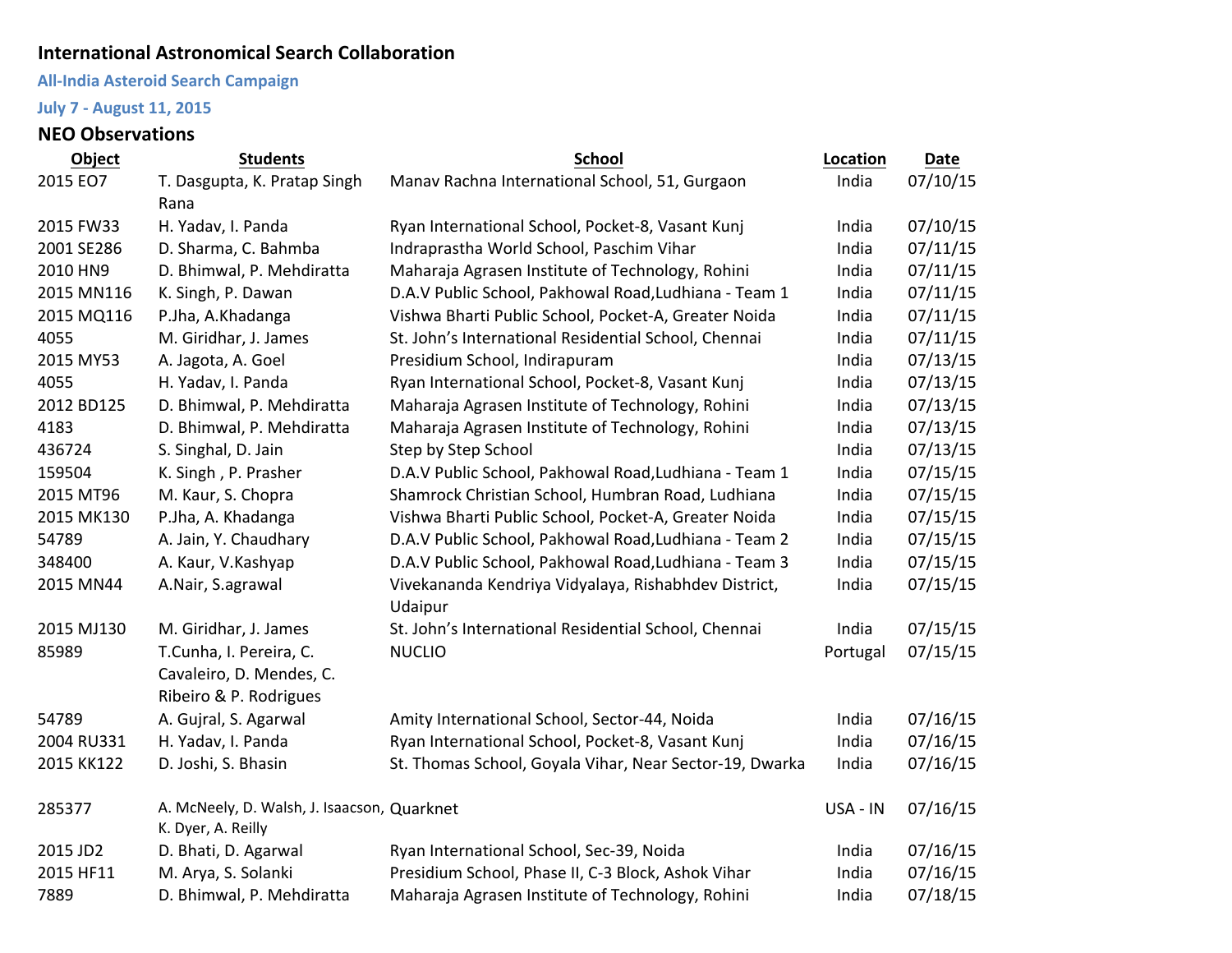## International Astronomical Search Collaboration

### All-India Asteroid Search Campaign

### July 7 - August 11, 2015

### NEO Observations

| Object | Students | School | Location | Date |
|---|---|---|---|---|
| 2015 EO7 | T. Dasgupta, K. Pratap Singh Rana | Manav Rachna International School, 51, Gurgaon | India | 07/10/15 |
| 2015 FW33 | H. Yadav, I. Panda | Ryan International School, Pocket-8, Vasant Kunj | India | 07/10/15 |
| 2001 SE286 | D. Sharma, C. Bahmba | Indraprastha World School, Paschim Vihar | India | 07/11/15 |
| 2010 HN9 | D. Bhimwal, P. Mehdiratta | Maharaja Agrasen Institute of Technology, Rohini | India | 07/11/15 |
| 2015 MN116 | K. Singh, P. Dawan | D.A.V Public School, Pakhowal Road,Ludhiana - Team 1 | India | 07/11/15 |
| 2015 MQ116 | P.Jha, A.Khadanga | Vishwa Bharti Public School, Pocket-A, Greater Noida | India | 07/11/15 |
| 4055 | M. Giridhar, J. James | St. John's International Residential School, Chennai | India | 07/11/15 |
| 2015 MY53 | A. Jagota, A. Goel | Presidium School, Indirapuram | India | 07/13/15 |
| 4055 | H. Yadav, I. Panda | Ryan International School, Pocket-8, Vasant Kunj | India | 07/13/15 |
| 2012 BD125 | D. Bhimwal, P. Mehdiratta | Maharaja Agrasen Institute of Technology, Rohini | India | 07/13/15 |
| 4183 | D. Bhimwal, P. Mehdiratta | Maharaja Agrasen Institute of Technology, Rohini | India | 07/13/15 |
| 436724 | S. Singhal, D. Jain | Step by Step School | India | 07/13/15 |
| 159504 | K. Singh , P. Prasher | D.A.V Public School, Pakhowal Road,Ludhiana - Team 1 | India | 07/15/15 |
| 2015 MT96 | M. Kaur, S. Chopra | Shamrock Christian School, Humbran Road, Ludhiana | India | 07/15/15 |
| 2015 MK130 | P.Jha, A. Khadanga | Vishwa Bharti Public School, Pocket-A, Greater Noida | India | 07/15/15 |
| 54789 | A. Jain, Y. Chaudhary | D.A.V Public School, Pakhowal Road,Ludhiana - Team 2 | India | 07/15/15 |
| 348400 | A. Kaur, V.Kashyap | D.A.V Public School, Pakhowal Road,Ludhiana - Team 3 | India | 07/15/15 |
| 2015 MN44 | A.Nair, S.agrawal | Vivekananda Kendriya Vidyalaya, Rishabhdev District, Udaipur | India | 07/15/15 |
| 2015 MJ130 | M. Giridhar, J. James | St. John's International Residential School, Chennai | India | 07/15/15 |
| 85989 | T.Cunha, I. Pereira, C. Cavaleiro, D. Mendes, C. Ribeiro & P. Rodrigues | NUCLIO | Portugal | 07/15/15 |
| 54789 | A. Gujral, S. Agarwal | Amity International School, Sector-44, Noida | India | 07/16/15 |
| 2004 RU331 | H. Yadav, I. Panda | Ryan International School, Pocket-8, Vasant Kunj | India | 07/16/15 |
| 2015 KK122 | D. Joshi, S. Bhasin | St. Thomas School, Goyala Vihar, Near Sector-19, Dwarka | India | 07/16/15 |
| 285377 | A. McNeely, D. Walsh, J. Isaacson, K. Dyer, A. Reilly | Quarknet | USA - IN | 07/16/15 |
| 2015 JD2 | D. Bhati, D. Agarwal | Ryan International School, Sec-39, Noida | India | 07/16/15 |
| 2015 HF11 | M. Arya, S. Solanki | Presidium School, Phase II, C-3 Block, Ashok Vihar | India | 07/16/15 |
| 7889 | D. Bhimwal, P. Mehdiratta | Maharaja Agrasen Institute of Technology, Rohini | India | 07/18/15 |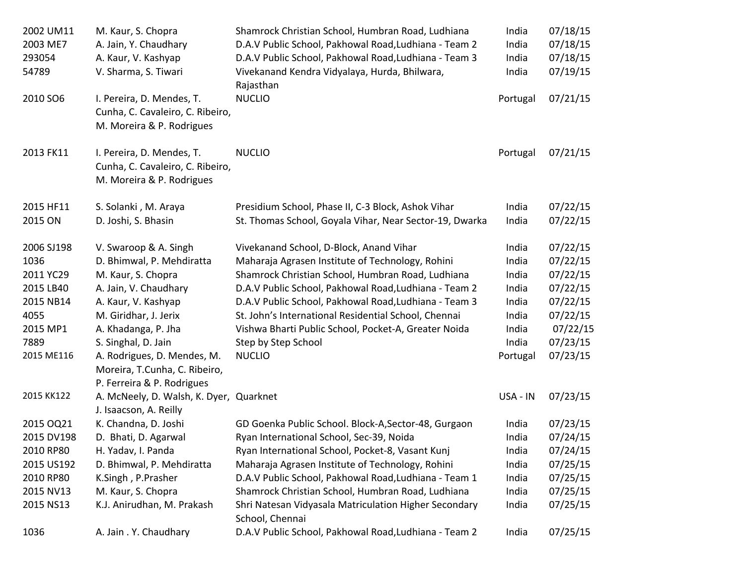| | | | | |
|---|---|---|---|---|
| 2002 UM11 | M. Kaur, S. Chopra | Shamrock Christian School, Humbran Road, Ludhiana | India | 07/18/15 |
| 2003 ME7 | A. Jain, Y. Chaudhary | D.A.V Public School, Pakhowal Road,Ludhiana - Team 2 | India | 07/18/15 |
| 293054 | A. Kaur, V. Kashyap | D.A.V Public School, Pakhowal Road,Ludhiana - Team 3 | India | 07/18/15 |
| 54789 | V. Sharma, S. Tiwari | Vivekanand Kendra Vidyalaya, Hurda, Bhilwara, Rajasthan | India | 07/19/15 |
| 2010 SO6 | I. Pereira, D. Mendes, T. Cunha, C. Cavaleiro, C. Ribeiro, M. Moreira & P. Rodrigues | NUCLIO | Portugal | 07/21/15 |
| 2013 FK11 | I. Pereira, D. Mendes, T. Cunha, C. Cavaleiro, C. Ribeiro, M. Moreira & P. Rodrigues | NUCLIO | Portugal | 07/21/15 |
| 2015 HF11 | S. Solanki , M. Araya | Presidium School, Phase II, C-3 Block, Ashok Vihar | India | 07/22/15 |
| 2015 ON | D. Joshi, S. Bhasin | St. Thomas School, Goyala Vihar, Near Sector-19, Dwarka | India | 07/22/15 |
| 2006 SJ198 | V. Swaroop & A. Singh | Vivekanand School, D-Block, Anand Vihar | India | 07/22/15 |
| 1036 | D. Bhimwal, P. Mehdiratta | Maharaja Agrasen Institute of Technology, Rohini | India | 07/22/15 |
| 2011 YC29 | M. Kaur, S. Chopra | Shamrock Christian School, Humbran Road, Ludhiana | India | 07/22/15 |
| 2015 LB40 | A. Jain, V. Chaudhary | D.A.V Public School, Pakhowal Road,Ludhiana - Team 2 | India | 07/22/15 |
| 2015 NB14 | A. Kaur, V. Kashyap | D.A.V Public School, Pakhowal Road,Ludhiana - Team 3 | India | 07/22/15 |
| 4055 | M. Giridhar, J. Jerix | St. John's International Residential School, Chennai | India | 07/22/15 |
| 2015 MP1 | A. Khadanga, P. Jha | Vishwa Bharti Public School, Pocket-A, Greater Noida | India | 07/22/15 |
| 7889 | S. Singhal, D. Jain | Step by Step School | India | 07/23/15 |
| 2015 ME116 | A. Rodrigues, D. Mendes, M. Moreira, T.Cunha, C. Ribeiro, P. Ferreira & P. Rodrigues | NUCLIO | Portugal | 07/23/15 |
| 2015 KK122 | A. McNeely, D. Walsh, K. Dyer, J. Isaacson, A. Reilly | Quarknet | USA - IN | 07/23/15 |
| 2015 OQ21 | K. Chandna, D. Joshi | GD Goenka Public School. Block-A,Sector-48, Gurgaon | India | 07/23/15 |
| 2015 DV198 | D. Bhati, D. Agarwal | Ryan International School, Sec-39, Noida | India | 07/24/15 |
| 2010 RP80 | H. Yadav, I. Panda | Ryan International School, Pocket-8, Vasant Kunj | India | 07/24/15 |
| 2015 US192 | D. Bhimwal, P. Mehdiratta | Maharaja Agrasen Institute of Technology, Rohini | India | 07/25/15 |
| 2010 RP80 | K.Singh , P.Prasher | D.A.V Public School, Pakhowal Road,Ludhiana - Team 1 | India | 07/25/15 |
| 2015 NV13 | M. Kaur, S. Chopra | Shamrock Christian School, Humbran Road, Ludhiana | India | 07/25/15 |
| 2015 NS13 | K.J. Anirudhan, M. Prakash | Shri Natesan Vidyasala Matriculation Higher Secondary School, Chennai | India | 07/25/15 |
| 1036 | A. Jain . Y. Chaudhary | D.A.V Public School, Pakhowal Road,Ludhiana - Team 2 | India | 07/25/15 |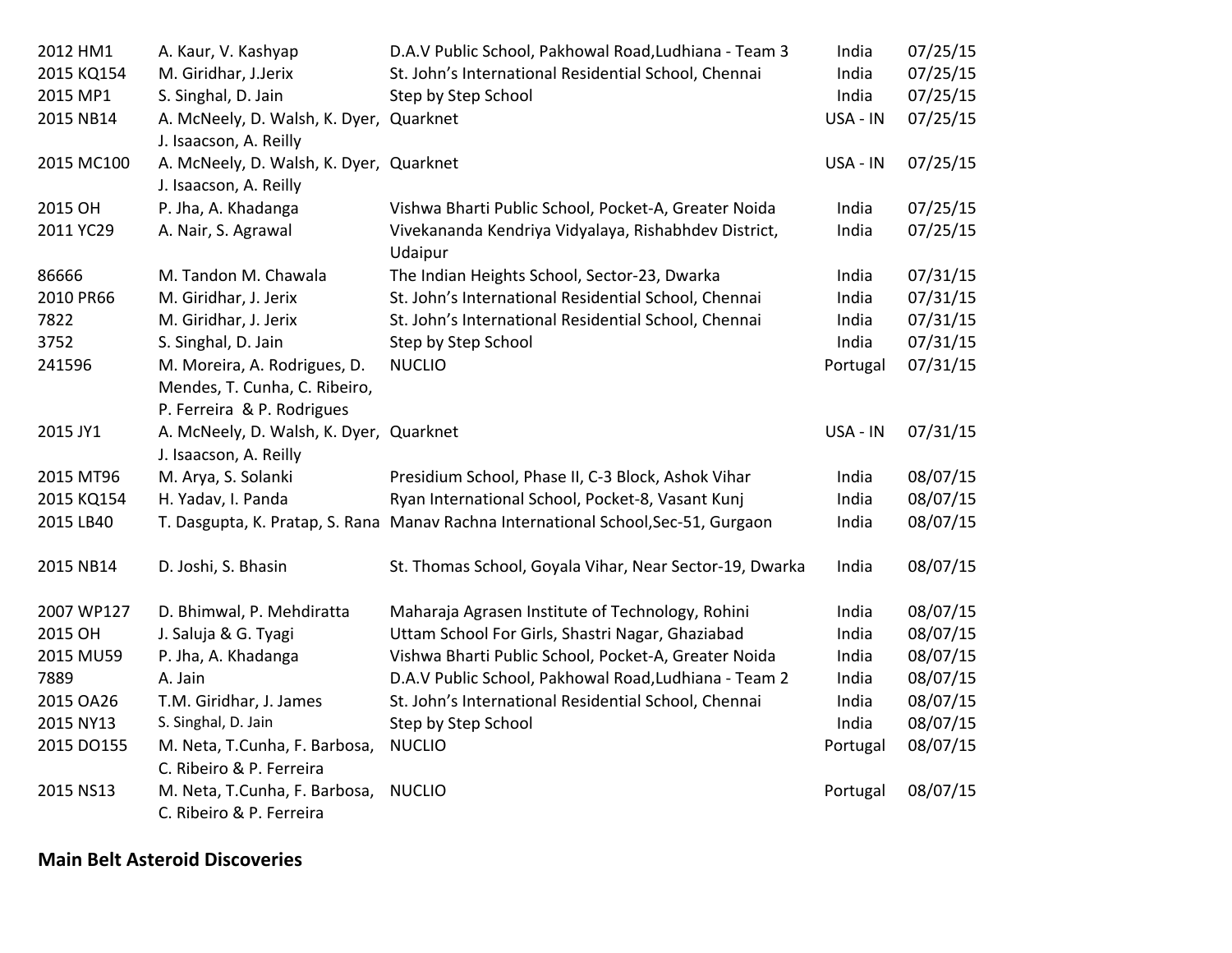| | | | | |
|---|---|---|---|---|
| 2012 HM1 | A. Kaur, V. Kashyap | D.A.V Public School, Pakhowal Road,Ludhiana - Team 3 | India | 07/25/15 |
| 2015 KQ154 | M. Giridhar, J.Jerix | St. John's International Residential School, Chennai | India | 07/25/15 |
| 2015 MP1 | S. Singhal, D. Jain | Step by Step School | India | 07/25/15 |
| 2015 NB14 | A. McNeely, D. Walsh, K. Dyer, J. Isaacson, A. Reilly | Quarknet | USA - IN | 07/25/15 |
| 2015 MC100 | A. McNeely, D. Walsh, K. Dyer, J. Isaacson, A. Reilly | Quarknet | USA - IN | 07/25/15 |
| 2015 OH | P. Jha, A. Khadanga | Vishwa Bharti Public School, Pocket-A, Greater Noida | India | 07/25/15 |
| 2011 YC29 | A. Nair, S. Agrawal | Vivekananda Kendriya Vidyalaya, Rishabhdev District, Udaipur | India | 07/25/15 |
| 86666 | M. Tandon M. Chawala | The Indian Heights School, Sector-23, Dwarka | India | 07/31/15 |
| 2010 PR66 | M. Giridhar, J. Jerix | St. John's International Residential School, Chennai | India | 07/31/15 |
| 7822 | M. Giridhar, J. Jerix | St. John's International Residential School, Chennai | India | 07/31/15 |
| 3752 | S. Singhal, D. Jain | Step by Step School | India | 07/31/15 |
| 241596 | M. Moreira, A. Rodrigues, D. Mendes, T. Cunha, C. Ribeiro, P. Ferreira & P. Rodrigues | NUCLIO | Portugal | 07/31/15 |
| 2015 JY1 | A. McNeely, D. Walsh, K. Dyer, J. Isaacson, A. Reilly | Quarknet | USA - IN | 07/31/15 |
| 2015 MT96 | M. Arya, S. Solanki | Presidium School, Phase II, C-3 Block, Ashok Vihar | India | 08/07/15 |
| 2015 KQ154 | H. Yadav, I. Panda | Ryan International School, Pocket-8, Vasant Kunj | India | 08/07/15 |
| 2015 LB40 | T. Dasgupta, K. Pratap, S. Rana | Manav Rachna International School,Sec-51, Gurgaon | India | 08/07/15 |
| 2015 NB14 | D. Joshi, S. Bhasin | St. Thomas School, Goyala Vihar, Near Sector-19, Dwarka | India | 08/07/15 |
| 2007 WP127 | D. Bhimwal, P. Mehdiratta | Maharaja Agrasen Institute of Technology, Rohini | India | 08/07/15 |
| 2015 OH | J. Saluja & G. Tyagi | Uttam School For Girls, Shastri Nagar, Ghaziabad | India | 08/07/15 |
| 2015 MU59 | P. Jha, A. Khadanga | Vishwa Bharti Public School, Pocket-A, Greater Noida | India | 08/07/15 |
| 7889 | A. Jain | D.A.V Public School, Pakhowal Road,Ludhiana - Team 2 | India | 08/07/15 |
| 2015 OA26 | T.M. Giridhar, J. James | St. John's International Residential School, Chennai | India | 08/07/15 |
| 2015 NY13 | S. Singhal, D. Jain | Step by Step School | India | 08/07/15 |
| 2015 DO155 | M. Neta, T.Cunha, F. Barbosa, C. Ribeiro & P. Ferreira | NUCLIO | Portugal | 08/07/15 |
| 2015 NS13 | M. Neta, T.Cunha, F. Barbosa, C. Ribeiro & P. Ferreira | NUCLIO | Portugal | 08/07/15 |

**Main Belt Asteroid Discoveries**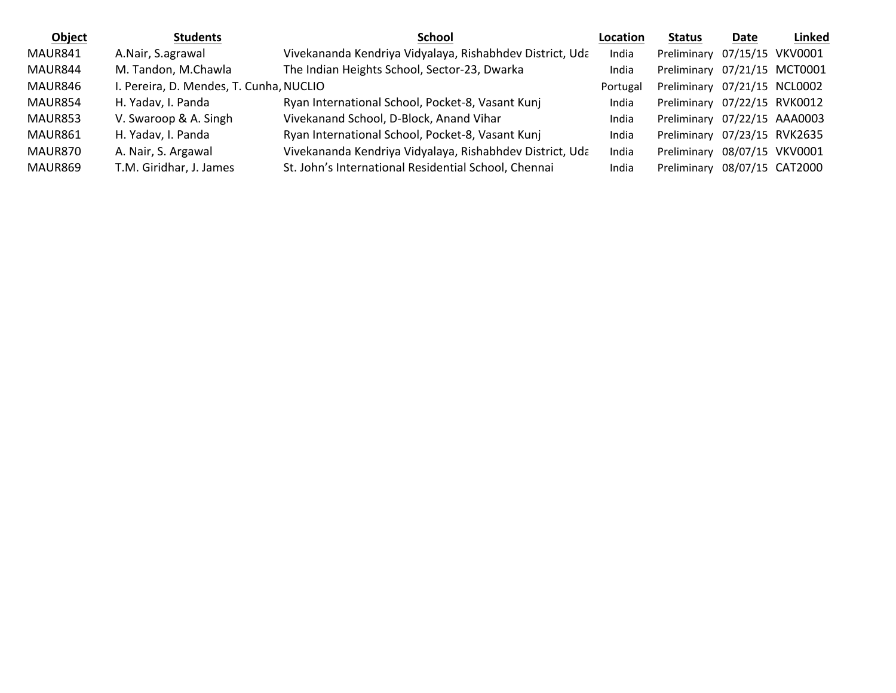| Object | Students | School | Location | Status | Date | Linked |
|---|---|---|---|---|---|---|
| MAUR841 | A.Nair, S.agrawal | Vivekananda Kendriya Vidyalaya, Rishabhdev District, Uda | India | Preliminary | 07/15/15 | VKV0001 |
| MAUR844 | M. Tandon, M.Chawla | The Indian Heights School, Sector-23, Dwarka | India | Preliminary | 07/21/15 | MCT0001 |
| MAUR846 | I. Pereira, D. Mendes, T. Cunha, | NUCLIO | Portugal | Preliminary | 07/21/15 | NCL0002 |
| MAUR854 | H. Yadav, I. Panda | Ryan International School, Pocket-8, Vasant Kunj | India | Preliminary | 07/22/15 | RVK0012 |
| MAUR853 | V. Swaroop & A. Singh | Vivekanand School, D-Block, Anand Vihar | India | Preliminary | 07/22/15 | AAA0003 |
| MAUR861 | H. Yadav, I. Panda | Ryan International School, Pocket-8, Vasant Kunj | India | Preliminary | 07/23/15 | RVK2635 |
| MAUR870 | A. Nair, S. Argawal | Vivekananda Kendriya Vidyalaya, Rishabhdev District, Uda | India | Preliminary | 08/07/15 | VKV0001 |
| MAUR869 | T.M. Giridhar, J. James | St. John's International Residential School, Chennai | India | Preliminary | 08/07/15 | CAT2000 |